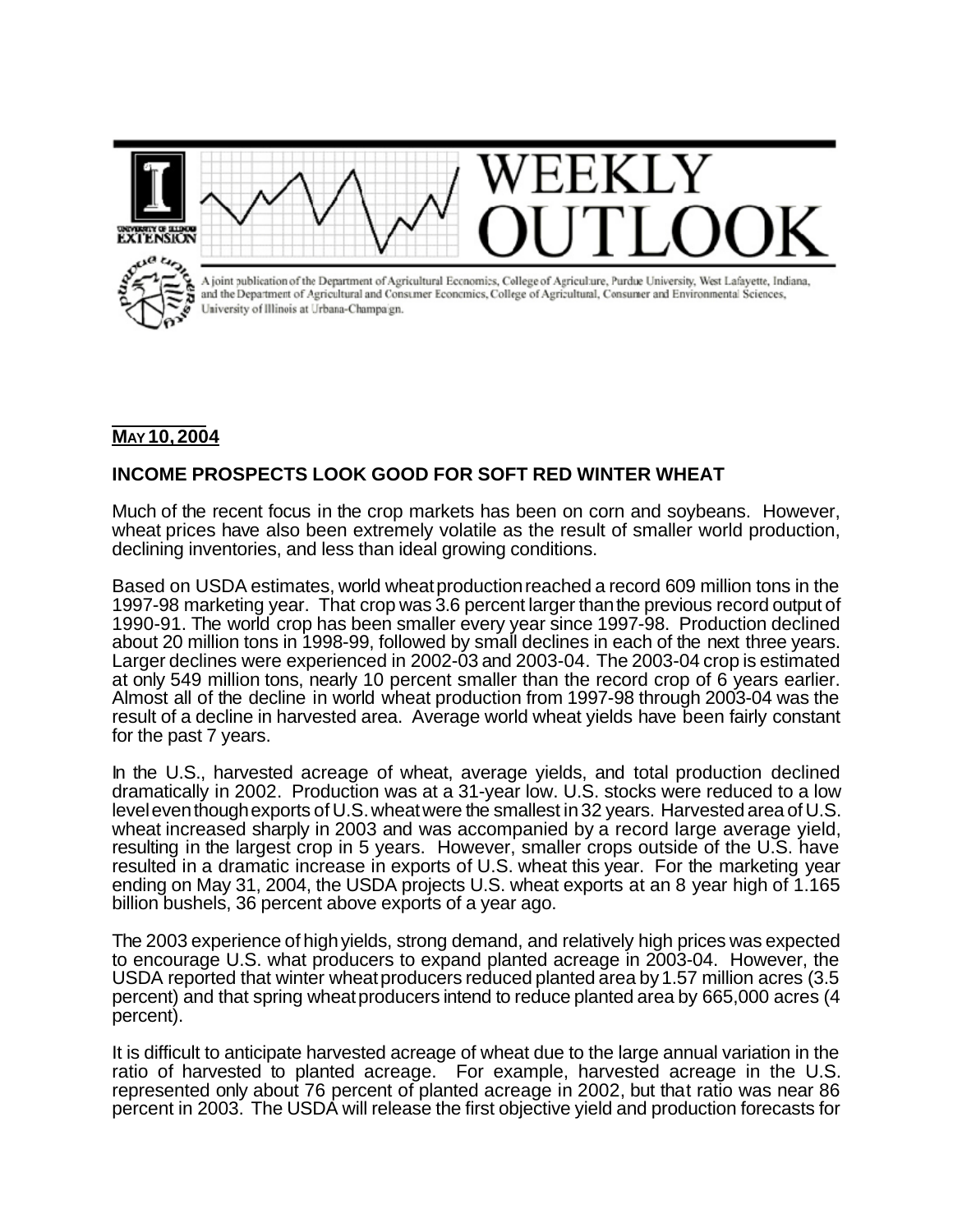# WEEKLY OUTLOOK

A joint publication of the Department of Agricultural Economics, College of Agriculture, Purdue University, West Lafayette, Indiana, and the Department of Agricultural and Consumer Economics, College of Agricultural, Consumer and Environmental Sciences, University of Illinois at Urbana-Champaign.

**MAY 10, 2004**

## INCOME PROSPECTS LOOK GOOD FOR SOFT RED WINTER WHEAT

Much of the recent focus in the crop markets has been on corn and soybeans. However, wheat prices have also been extremely volatile as the result of smaller world production, declining inventories, and less than ideal growing conditions.

Based on USDA estimates, world wheat production reached a record 609 million tons in the 1997-98 marketing year. That crop was 3.6 percent larger than the previous record output of 1990-91. The world crop has been smaller every year since 1997-98. Production declined about 20 million tons in 1998-99, followed by small declines in each of the next three years. Larger declines were experienced in 2002-03 and 2003-04. The 2003-04 crop is estimated at only 549 million tons, nearly 10 percent smaller than the record crop of 6 years earlier. Almost all of the decline in world wheat production from 1997-98 through 2003-04 was the result of a decline in harvested area. Average world wheat yields have been fairly constant for the past 7 years.

In the U.S., harvested acreage of wheat, average yields, and total production declined dramatically in 2002. Production was at a 31-year low. U.S. stocks were reduced to a low level even though exports of U.S. wheat were the smallest in 32 years. Harvested area of U.S. wheat increased sharply in 2003 and was accompanied by a record large average yield, resulting in the largest crop in 5 years. However, smaller crops outside of the U.S. have resulted in a dramatic increase in exports of U.S. wheat this year. For the marketing year ending on May 31, 2004, the USDA projects U.S. wheat exports at an 8 year high of 1.165 billion bushels, 36 percent above exports of a year ago.

The 2003 experience of high yields, strong demand, and relatively high prices was expected to encourage U.S. what producers to expand planted acreage in 2003-04. However, the USDA reported that winter wheat producers reduced planted area by 1.57 million acres (3.5 percent) and that spring wheat producers intend to reduce planted area by 665,000 acres (4 percent).

It is difficult to anticipate harvested acreage of wheat due to the large annual variation in the ratio of harvested to planted acreage. For example, harvested acreage in the U.S. represented only about 76 percent of planted acreage in 2002, but that ratio was near 86 percent in 2003. The USDA will release the first objective yield and production forecasts for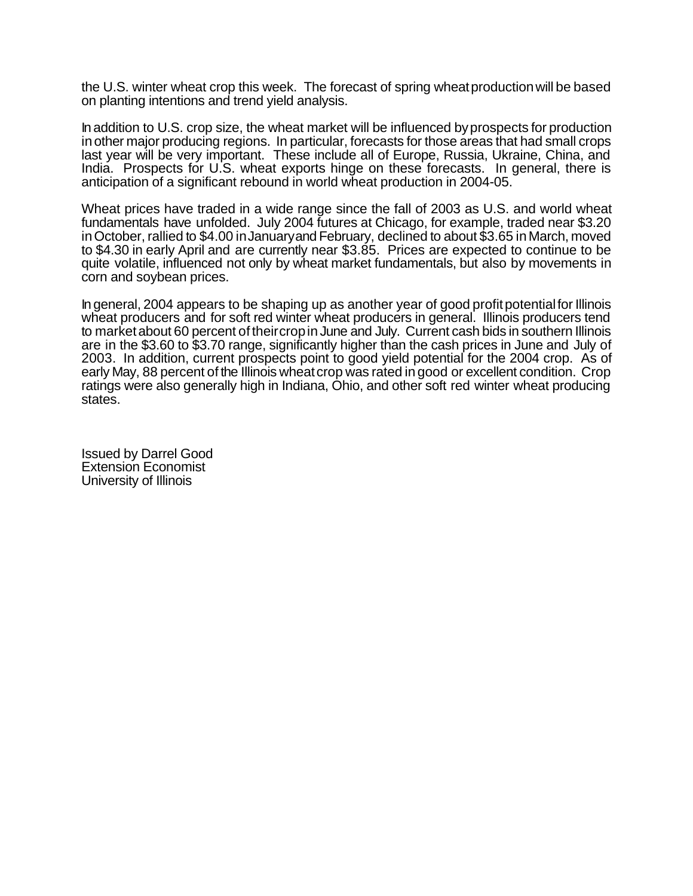the U.S. winter wheat crop this week. The forecast of spring wheat production will be based on planting intentions and trend yield analysis.

In addition to U.S. crop size, the wheat market will be influenced by prospects for production in other major producing regions. In particular, forecasts for those areas that had small crops last year will be very important. These include all of Europe, Russia, Ukraine, China, and India. Prospects for U.S. wheat exports hinge on these forecasts. In general, there is anticipation of a significant rebound in world wheat production in 2004-05.

Wheat prices have traded in a wide range since the fall of 2003 as U.S. and world wheat fundamentals have unfolded. July 2004 futures at Chicago, for example, traded near $3.20 in October, rallied to $4.00 in January and February, declined to about $3.65 in March, moved to $4.30 in early April and are currently near $3.85. Prices are expected to continue to be quite volatile, influenced not only by wheat market fundamentals, but also by movements in corn and soybean prices.

In general, 2004 appears to be shaping up as another year of good profit potential for Illinois wheat producers and for soft red winter wheat producers in general. Illinois producers tend to market about 60 percent of their crop in June and July. Current cash bids in southern Illinois are in the $3.60 to $3.70 range, significantly higher than the cash prices in June and July of 2003. In addition, current prospects point to good yield potential for the 2004 crop. As of early May, 88 percent of the Illinois wheat crop was rated in good or excellent condition. Crop ratings were also generally high in Indiana, Ohio, and other soft red winter wheat producing states.

Issued by Darrel Good
Extension Economist
University of Illinois